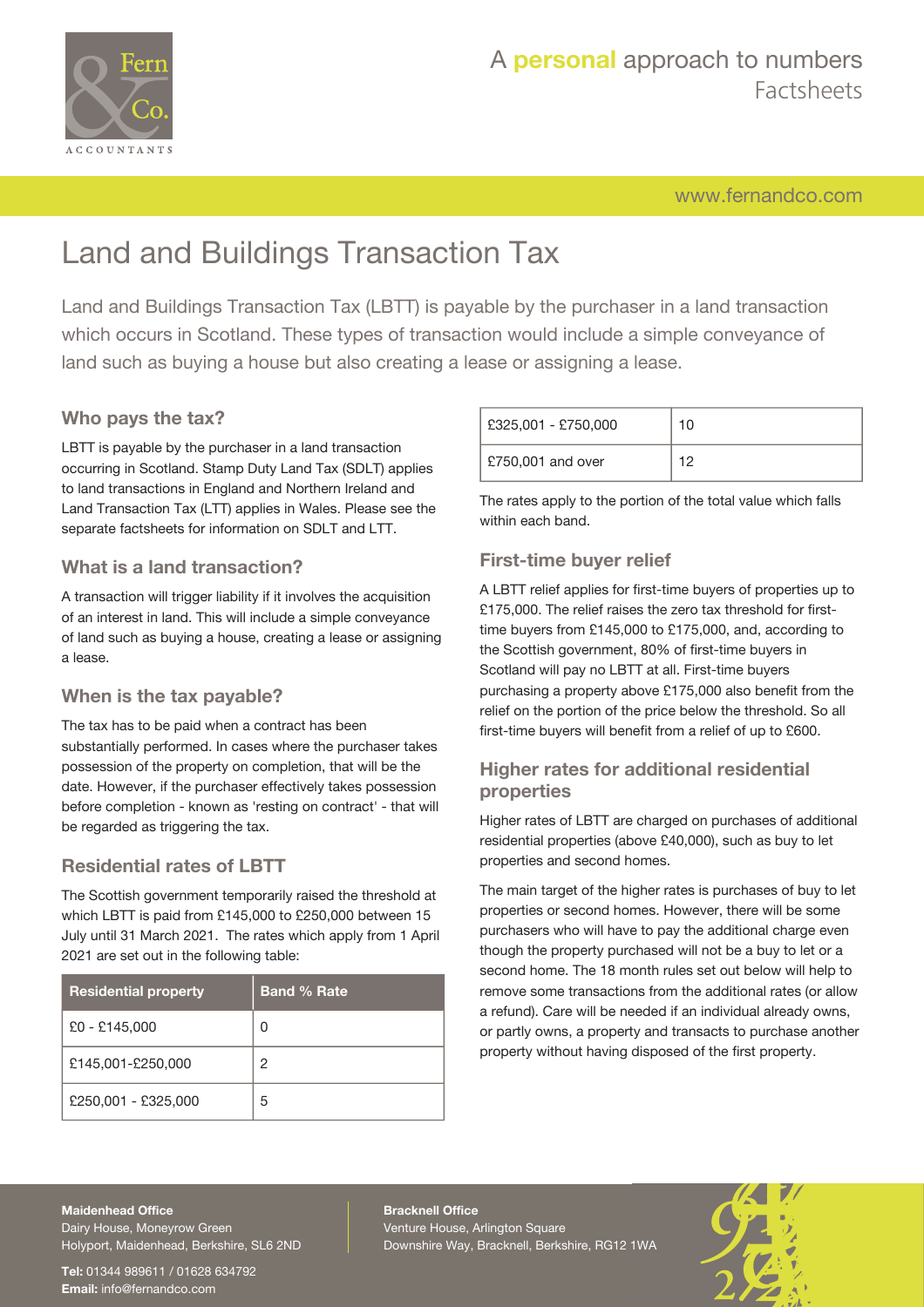# Land and Buildings Transaction Tax

Land and Buildings Transaction Tax (LBTT) is payable by the purchaser in a land transaction which occurs in Scotland. These types of transaction would include a simple conveyance of land such as buying a house but also creating a lease or assigning a lease.

## Who pays the tax?

LBTT is payable by the purchaser in a land transaction occurring in Scotland. Stamp Duty Land Tax (SDLT) applies to land transactions in England and Northern Ireland and Land Transaction Tax (LTT) applies in Wales. Please see the separate factsheets for information on SDLT and LTT.

## What is a land transaction?

A transaction will trigger liability if it involves the acquisition of an interest in land. This will include a simple conveyance of land such as buying a house, creating a lease or assigning a lease.

## When is the tax payable?

The tax has to be paid when a contract has been substantially performed. In cases where the purchaser takes possession of the property on completion, that will be the date. However, if the purchaser effectively takes possession before completion - known as 'resting on contract' - that will be regarded as triggering the tax.

## Residential rates of LBTT

The Scottish government temporarily raised the threshold at which LBTT is paid from £145,000 to £250,000 between 15 July until 31 March 2021. The rates which apply from 1 April 2021 are set out in the following table:

| Residential property | Band % Rate |
|---|---|
| £0 - £145,000 | 0 |
| £145,001-£250,000 | 2 |
| £250,001 - £325,000 | 5 |
| £325,001 - £750,000 | 10 |
| £750,001 and over | 12 |

The rates apply to the portion of the total value which falls within each band.

## First-time buyer relief

A LBTT relief applies for first-time buyers of properties up to £175,000. The relief raises the zero tax threshold for first-time buyers from £145,000 to £175,000, and, according to the Scottish government, 80% of first-time buyers in Scotland will pay no LBTT at all. First-time buyers purchasing a property above £175,000 also benefit from the relief on the portion of the price below the threshold. So all first-time buyers will benefit from a relief of up to £600.

## Higher rates for additional residential properties

Higher rates of LBTT are charged on purchases of additional residential properties (above £40,000), such as buy to let properties and second homes.

The main target of the higher rates is purchases of buy to let properties or second homes. However, there will be some purchasers who will have to pay the additional charge even though the property purchased will not be a buy to let or a second home. The 18 month rules set out below will help to remove some transactions from the additional rates (or allow a refund). Care will be needed if an individual already owns, or partly owns, a property and transacts to purchase another property without having disposed of the first property.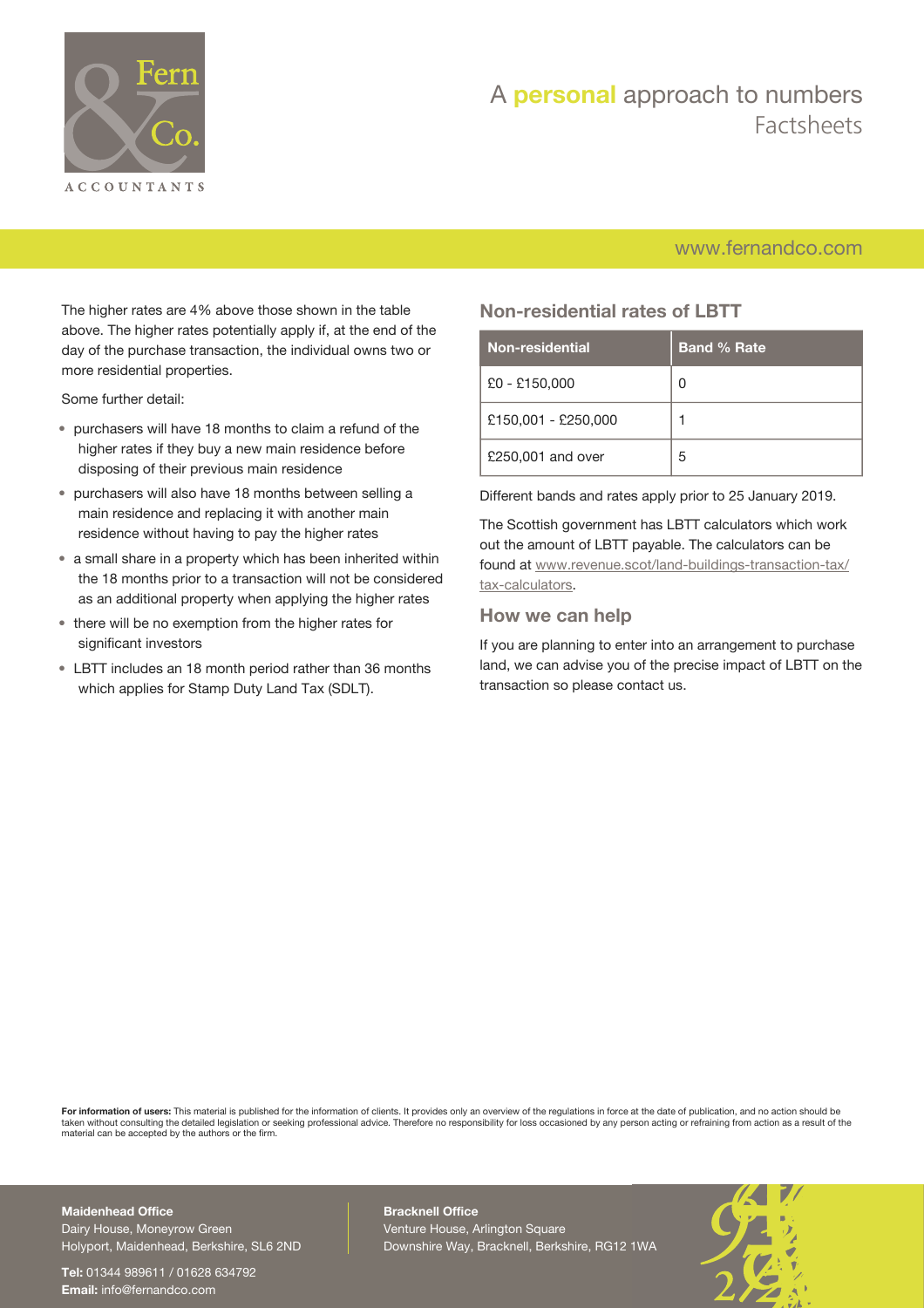The higher rates are 4% above those shown in the table above. The higher rates potentially apply if, at the end of the day of the purchase transaction, the individual owns two or more residential properties.

Some further detail:

- purchasers will have 18 months to claim a refund of the higher rates if they buy a new main residence before disposing of their previous main residence
- purchasers will also have 18 months between selling a main residence and replacing it with another main residence without having to pay the higher rates
- a small share in a property which has been inherited within the 18 months prior to a transaction will not be considered as an additional property when applying the higher rates
- there will be no exemption from the higher rates for significant investors
- LBTT includes an 18 month period rather than 36 months which applies for Stamp Duty Land Tax (SDLT).

## Non-residential rates of LBTT

| Non-residential | Band % Rate |
|---|---|
| £0 - £150,000 | 0 |
| £150,001 - £250,000 | 1 |
| £250,001 and over | 5 |

Different bands and rates apply prior to 25 January 2019.

The Scottish government has LBTT calculators which work out the amount of LBTT payable. The calculators can be found at www.revenue.scot/land-buildings-transaction-tax/tax-calculators.

## How we can help

If you are planning to enter into an arrangement to purchase land, we can advise you of the precise impact of LBTT on the transaction so please contact us.

**For information of users:** This material is published for the information of clients. It provides only an overview of the regulations in force at the date of publication, and no action should be taken without consulting the detailed legislation or seeking professional advice. Therefore no responsibility for loss occasioned by any person acting or refraining from action as a result of the material can be accepted by the authors or the firm.